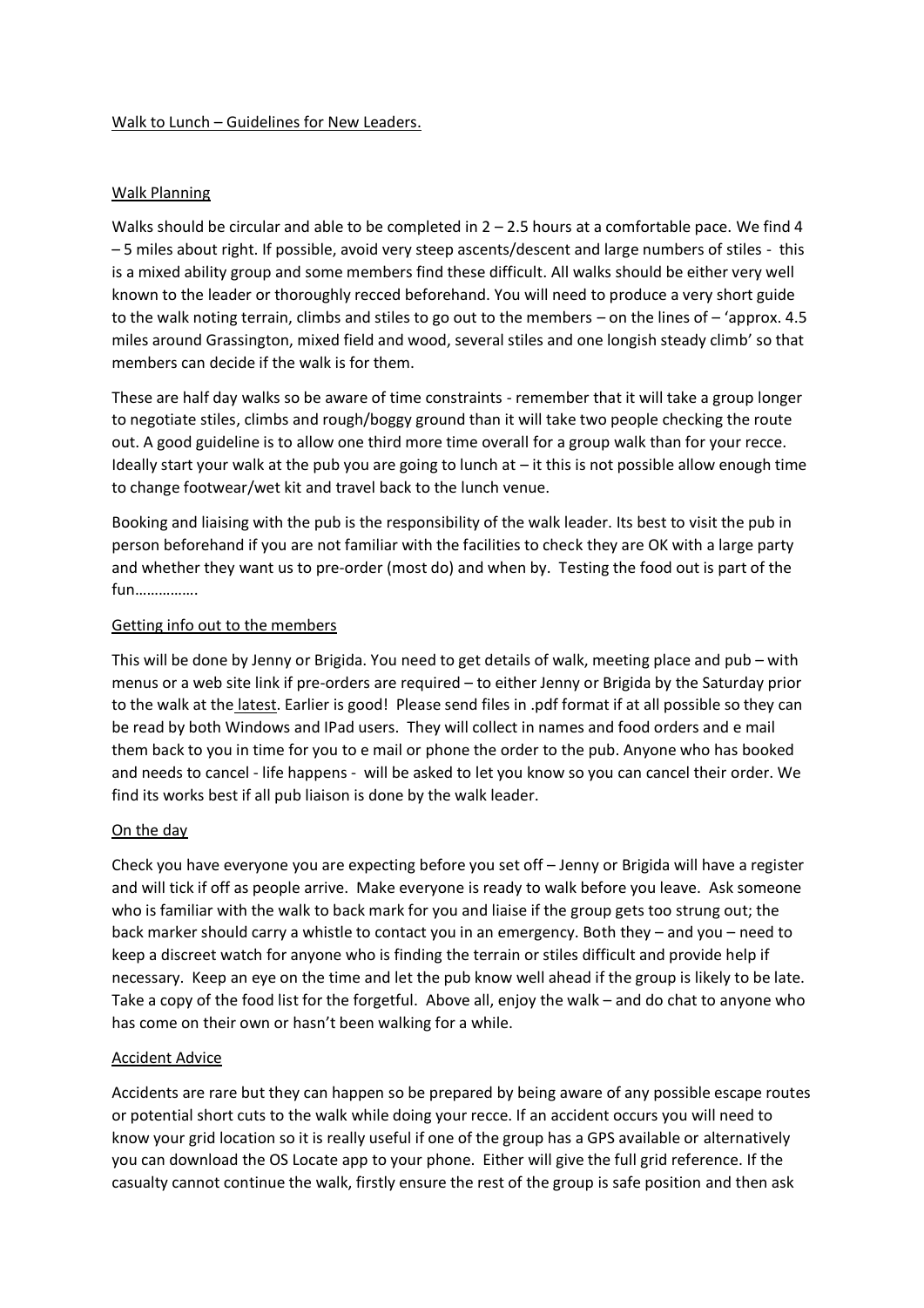# Walk to Lunch – Guidelines for New Leaders.

## Walk Planning

Walks should be circular and able to be completed in 2 – 2.5 hours at a comfortable pace. We find 4 – 5 miles about right. If possible, avoid very steep ascents/descent and large numbers of stiles - this is a mixed ability group and some members find these difficult. All walks should be either very well known to the leader or thoroughly recced beforehand. You will need to produce a very short guide to the walk noting terrain, climbs and stiles to go out to the members – on the lines of – 'approx. 4.5 miles around Grassington, mixed field and wood, several stiles and one longish steady climb' so that members can decide if the walk is for them.

These are half day walks so be aware of time constraints - remember that it will take a group longer to negotiate stiles, climbs and rough/boggy ground than it will take two people checking the route out. A good guideline is to allow one third more time overall for a group walk than for your recce. Ideally start your walk at the pub you are going to lunch at – it this is not possible allow enough time to change footwear/wet kit and travel back to the lunch venue.

Booking and liaising with the pub is the responsibility of the walk leader. Its best to visit the pub in person beforehand if you are not familiar with the facilities to check they are OK with a large party and whether they want us to pre-order (most do) and when by. Testing the food out is part of the fun…………….

## Getting info out to the members

This will be done by Jenny or Brigida. You need to get details of walk, meeting place and pub – with menus or a web site link if pre-orders are required – to either Jenny or Brigida by the Saturday prior to the walk at the latest. Earlier is good! Please send files in .pdf format if at all possible so they can be read by both Windows and IPad users. They will collect in names and food orders and e mail them back to you in time for you to e mail or phone the order to the pub. Anyone who has booked and needs to cancel - life happens - will be asked to let you know so you can cancel their order. We find its works best if all pub liaison is done by the walk leader.

## On the day

Check you have everyone you are expecting before you set off – Jenny or Brigida will have a register and will tick if off as people arrive. Make everyone is ready to walk before you leave. Ask someone who is familiar with the walk to back mark for you and liaise if the group gets too strung out; the back marker should carry a whistle to contact you in an emergency. Both they – and you – need to keep a discreet watch for anyone who is finding the terrain or stiles difficult and provide help if necessary. Keep an eye on the time and let the pub know well ahead if the group is likely to be late. Take a copy of the food list for the forgetful. Above all, enjoy the walk – and do chat to anyone who has come on their own or hasn't been walking for a while.

## Accident Advice

Accidents are rare but they can happen so be prepared by being aware of any possible escape routes or potential short cuts to the walk while doing your recce. If an accident occurs you will need to know your grid location so it is really useful if one of the group has a GPS available or alternatively you can download the OS Locate app to your phone. Either will give the full grid reference. If the casualty cannot continue the walk, firstly ensure the rest of the group is safe position and then ask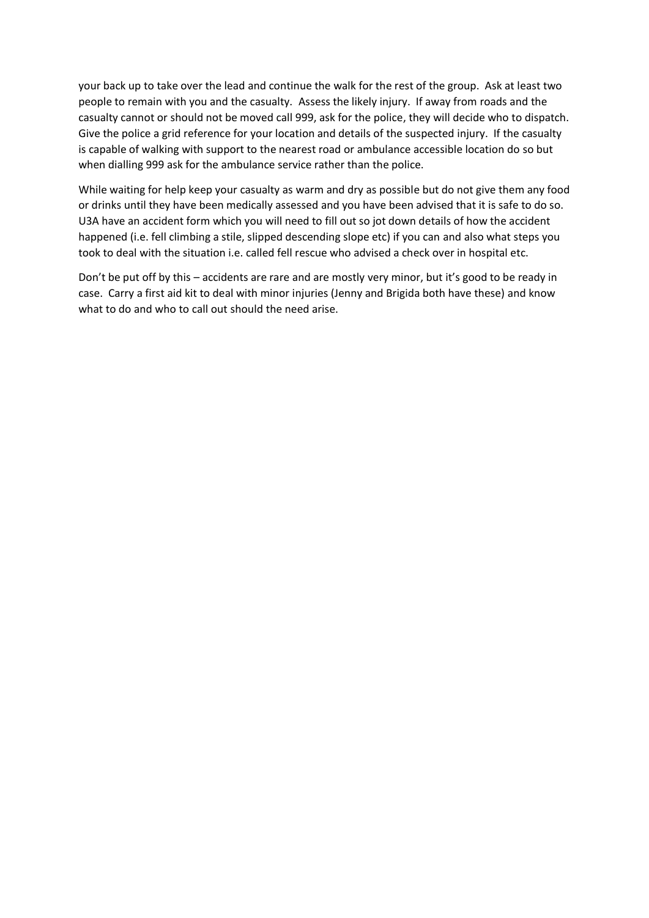your back up to take over the lead and continue the walk for the rest of the group. Ask at least two people to remain with you and the casualty. Assess the likely injury. If away from roads and the casualty cannot or should not be moved call 999, ask for the police, they will decide who to dispatch. Give the police a grid reference for your location and details of the suspected injury. If the casualty is capable of walking with support to the nearest road or ambulance accessible location do so but when dialling 999 ask for the ambulance service rather than the police.

While waiting for help keep your casualty as warm and dry as possible but do not give them any food or drinks until they have been medically assessed and you have been advised that it is safe to do so. U3A have an accident form which you will need to fill out so jot down details of how the accident happened (i.e. fell climbing a stile, slipped descending slope etc) if you can and also what steps you took to deal with the situation i.e. called fell rescue who advised a check over in hospital etc.

Don't be put off by this – accidents are rare and are mostly very minor, but it's good to be ready in case. Carry a first aid kit to deal with minor injuries (Jenny and Brigida both have these) and know what to do and who to call out should the need arise.